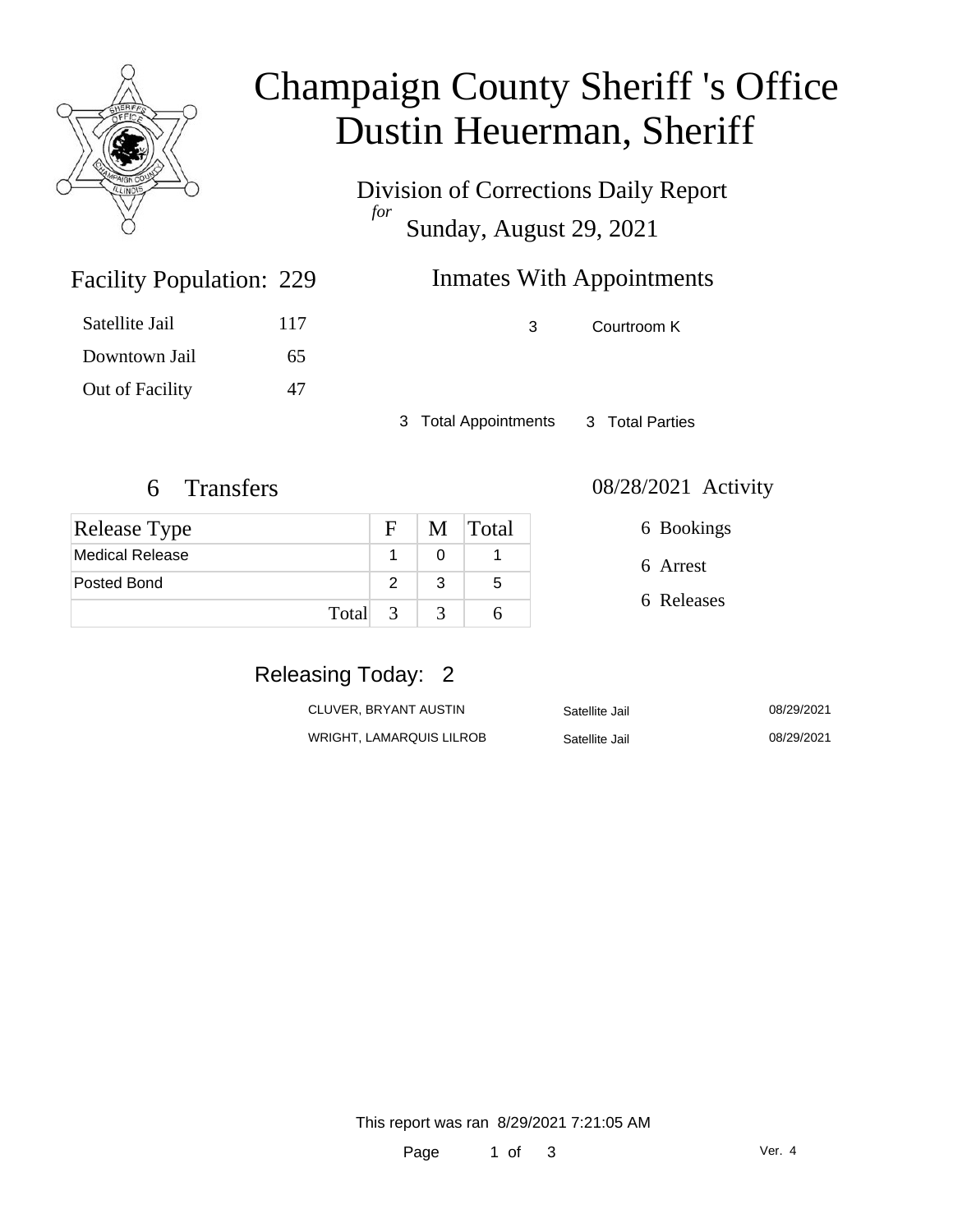# Champaign County Sheriff 's Office
# Dustin Heuerman, Sheriff

Division of Corrections Daily Report
*for*
Sunday, August 29, 2021

## Facility Population: 229

| | |
|---|---|
| Satellite Jail | 117 |
| Downtown Jail | 65 |
| Out of Facility | 47 |

## Inmates With Appointments

| | |
|---|---|
| 3 | Courtroom K |

3 Total Appointments    3 Total Parties

## 6 Transfers

| Release Type | F | M | Total |
|---|---|---|---|
| Medical Release | 1 | 0 | 1 |
| Posted Bond | 2 | 3 | 5 |
| Total | 3 | 3 | 6 |

## 08/28/2021 Activity

6 Bookings

6 Arrest

6 Releases

## Releasing Today: 2

| | | |
|---|---|---|
| CLUVER, BRYANT AUSTIN | Satellite Jail | 08/29/2021 |
| WRIGHT, LAMARQUIS LILROB | Satellite Jail | 08/29/2021 |

This report was ran 8/29/2021 7:21:05 AM

Ver. 4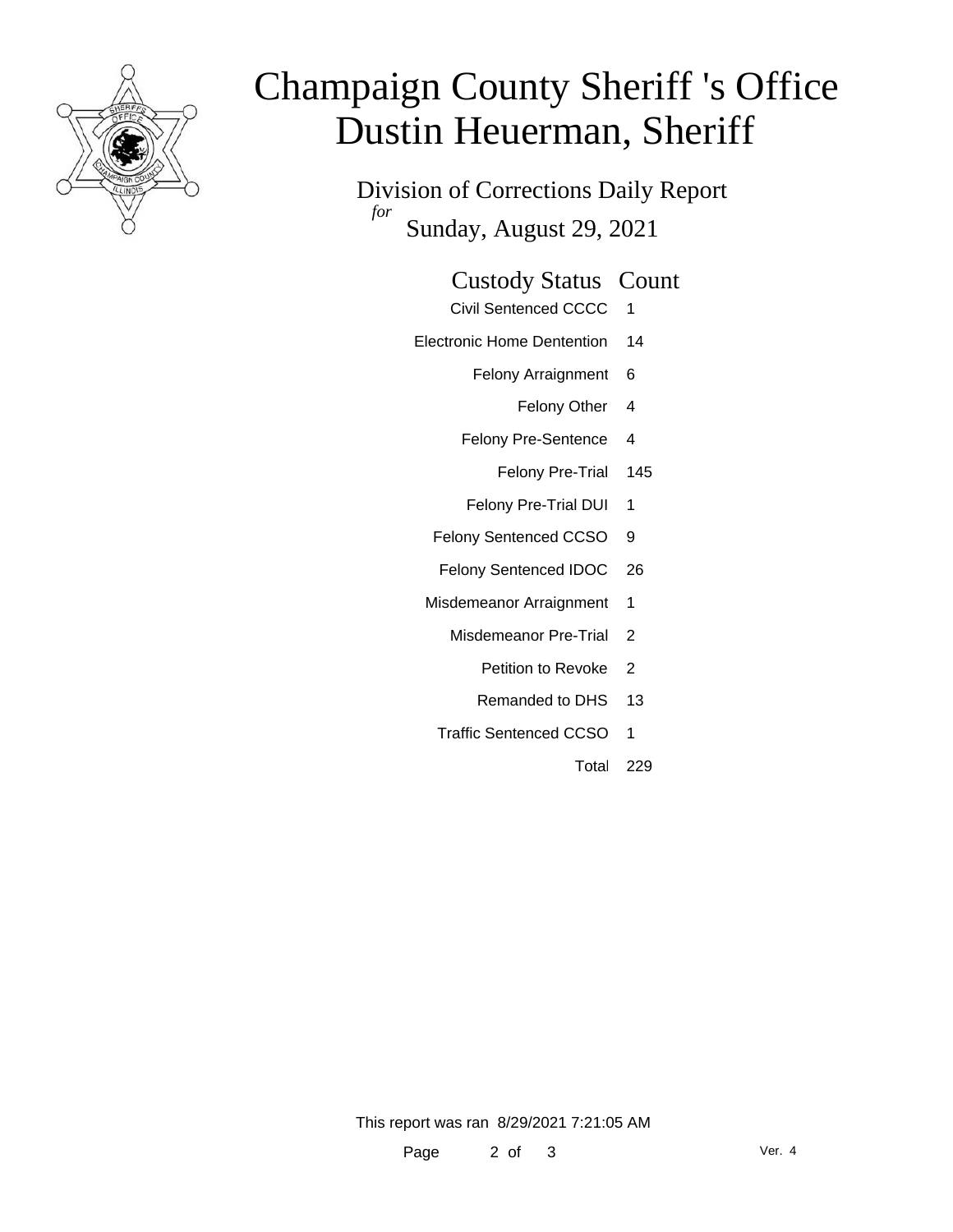# Champaign County Sheriff 's Office
# Dustin Heuerman, Sheriff

Division of Corrections Daily Report

*for* Sunday, August 29, 2021

| Custody Status | Count |
|---|---|
| Civil Sentenced CCCC | 1 |
| Electronic Home Dentention | 14 |
| Felony Arraignment | 6 |
| Felony Other | 4 |
| Felony Pre-Sentence | 4 |
| Felony Pre-Trial | 145 |
| Felony Pre-Trial DUI | 1 |
| Felony Sentenced CCSO | 9 |
| Felony Sentenced IDOC | 26 |
| Misdemeanor Arraignment | 1 |
| Misdemeanor Pre-Trial | 2 |
| Petition to Revoke | 2 |
| Remanded to DHS | 13 |
| Traffic Sentenced CCSO | 1 |
| Total | 229 |

This report was ran 8/29/2021 7:21:05 AM

Ver. 4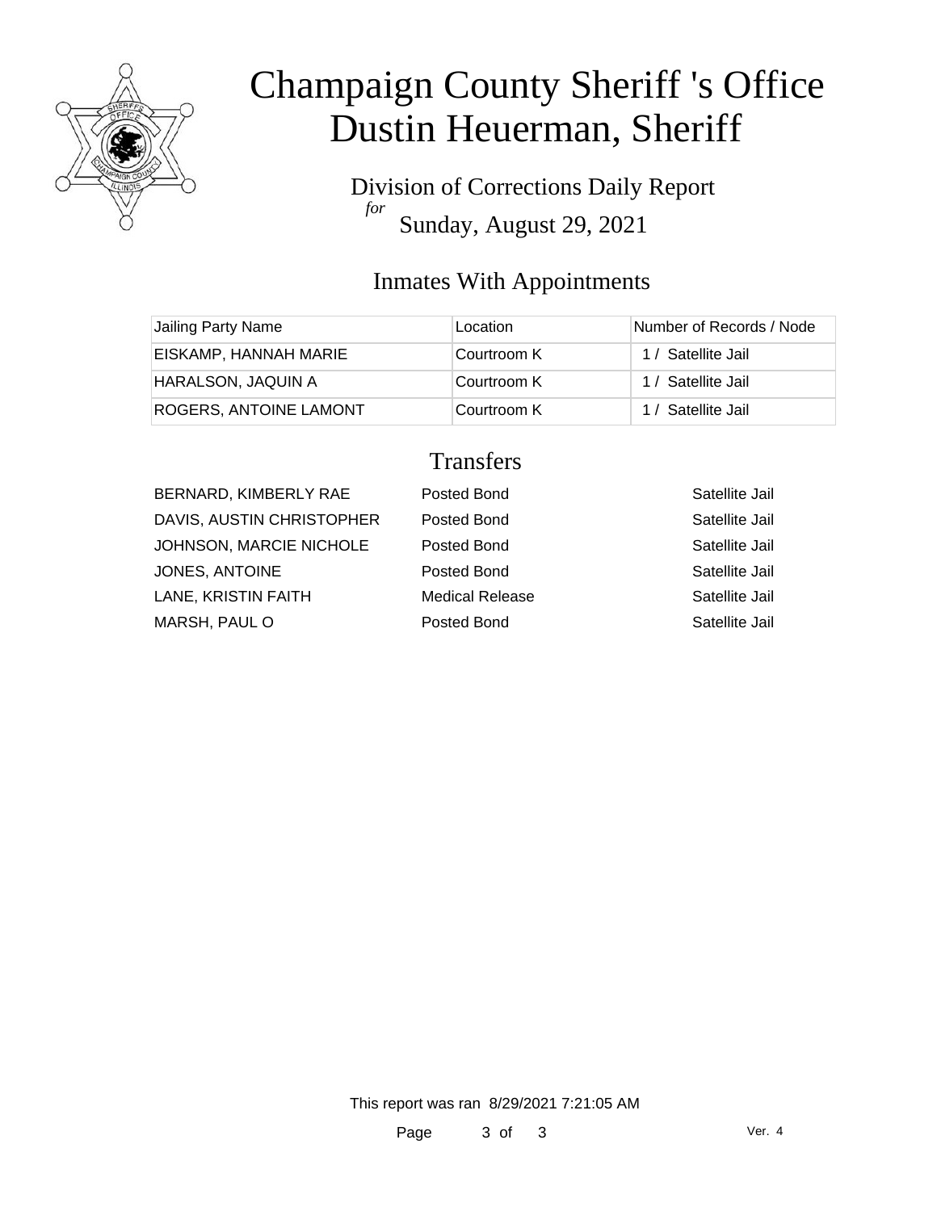# Champaign County Sheriff 's Office
# Dustin Heuerman, Sheriff

Division of Corrections Daily Report

*for*

Sunday, August 29, 2021

## Inmates With Appointments

| Jailing Party Name | Location | Number of Records / Node |
|---|---|---|
| EISKAMP, HANNAH MARIE | Courtroom K | 1 / Satellite Jail |
| HARALSON, JAQUIN A | Courtroom K | 1 / Satellite Jail |
| ROGERS, ANTOINE LAMONT | Courtroom K | 1 / Satellite Jail |

## Transfers

| | | |
|---|---|---|
| BERNARD, KIMBERLY RAE | Posted Bond | Satellite Jail |
| DAVIS, AUSTIN CHRISTOPHER | Posted Bond | Satellite Jail |
| JOHNSON, MARCIE NICHOLE | Posted Bond | Satellite Jail |
| JONES, ANTOINE | Posted Bond | Satellite Jail |
| LANE, KRISTIN FAITH | Medical Release | Satellite Jail |
| MARSH, PAUL O | Posted Bond | Satellite Jail |

This report was ran 8/29/2021 7:21:05 AM

Ver. 4